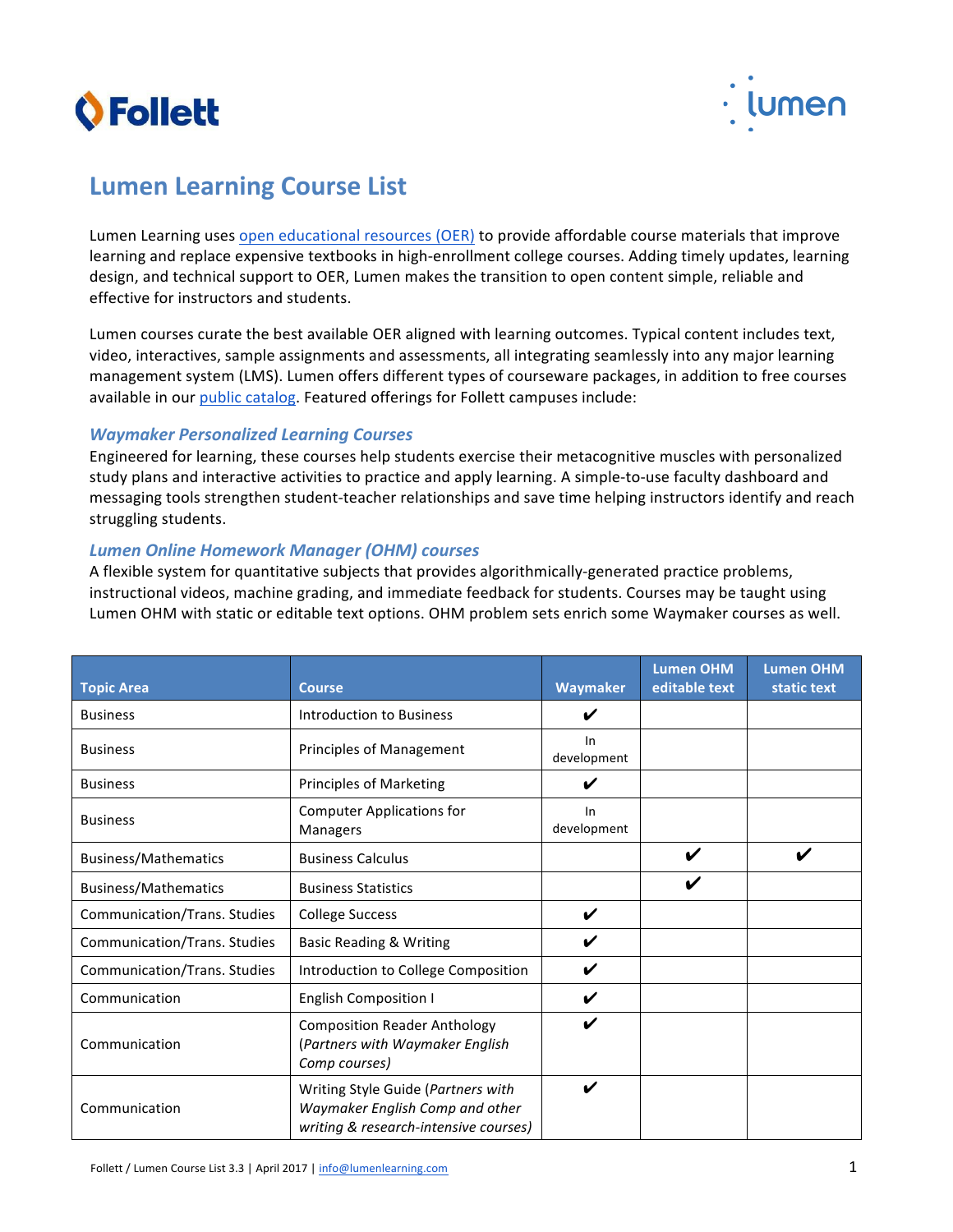# Lumen Learning Course List

Lumen Learning uses [open educational resources (OER)] to provide affordable course materials that improve learning and replace expensive textbooks in high-enrollment college courses. Adding timely updates, learning design, and technical support to OER, Lumen makes the transition to open content simple, reliable and effective for instructors and students.

Lumen courses curate the best available OER aligned with learning outcomes. Typical content includes text, video, interactives, sample assignments and assessments, all integrating seamlessly into any major learning management system (LMS). Lumen offers different types of courseware packages, in addition to free courses available in our public catalog. Featured offerings for Follett campuses include:

### *Waymaker Personalized Learning Courses*

Engineered for learning, these courses help students exercise their metacognitive muscles with personalized study plans and interactive activities to practice and apply learning. A simple-to-use faculty dashboard and messaging tools strengthen student-teacher relationships and save time helping instructors identify and reach struggling students.

### *Lumen Online Homework Manager (OHM) courses*

A flexible system for quantitative subjects that provides algorithmically-generated practice problems, instructional videos, machine grading, and immediate feedback for students. Courses may be taught using Lumen OHM with static or editable text options. OHM problem sets enrich some Waymaker courses as well.

| Topic Area | Course | Waymaker | Lumen OHM editable text | Lumen OHM static text |
|---|---|---|---|---|
| Business | Introduction to Business | ✔ | | |
| Business | Principles of Management | In development | | |
| Business | Principles of Marketing | ✔ | | |
| Business | Computer Applications for Managers | In development | | |
| Business/Mathematics | Business Calculus | | ✔ | ✔ |
| Business/Mathematics | Business Statistics | | ✔ | |
| Communication/Trans. Studies | College Success | ✔ | | |
| Communication/Trans. Studies | Basic Reading & Writing | ✔ | | |
| Communication/Trans. Studies | Introduction to College Composition | ✔ | | |
| Communication | English Composition I | ✔ | | |
| Communication | Composition Reader Anthology (*Partners with Waymaker English Comp courses)* | ✔ | | |
| Communication | Writing Style Guide (*Partners with Waymaker English Comp and other writing & research-intensive courses)* | ✔ | | |

Follett / Lumen Course List 3.3 | April 2017 | info@lumenlearning.com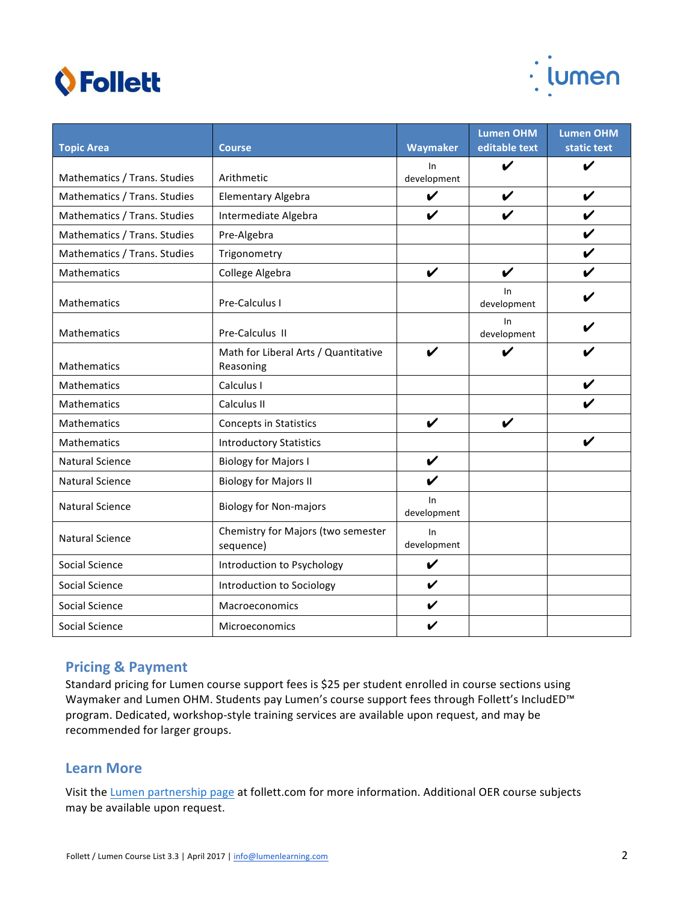| Topic Area | Course | Waymaker | Lumen OHM editable text | Lumen OHM static text |
|---|---|---|---|---|
| Mathematics / Trans. Studies | Arithmetic | In development | ✔ | ✔ |
| Mathematics / Trans. Studies | Elementary Algebra | ✔ | ✔ | ✔ |
| Mathematics / Trans. Studies | Intermediate Algebra | ✔ | ✔ | ✔ |
| Mathematics / Trans. Studies | Pre-Algebra | | | ✔ |
| Mathematics / Trans. Studies | Trigonometry | | | ✔ |
| Mathematics | College Algebra | ✔ | ✔ | ✔ |
| Mathematics | Pre-Calculus I | | In development | ✔ |
| Mathematics | Pre-Calculus II | | In development | ✔ |
| Mathematics | Math for Liberal Arts / Quantitative Reasoning | ✔ | ✔ | ✔ |
| Mathematics | Calculus I | | | ✔ |
| Mathematics | Calculus II | | | ✔ |
| Mathematics | Concepts in Statistics | ✔ | ✔ | |
| Mathematics | Introductory Statistics | | | ✔ |
| Natural Science | Biology for Majors I | ✔ | | |
| Natural Science | Biology for Majors II | ✔ | | |
| Natural Science | Biology for Non-majors | In development | | |
| Natural Science | Chemistry for Majors (two semester sequence) | In development | | |
| Social Science | Introduction to Psychology | ✔ | | |
| Social Science | Introduction to Sociology | ✔ | | |
| Social Science | Macroeconomics | ✔ | | |
| Social Science | Microeconomics | ✔ | | |

## Pricing & Payment

Standard pricing for Lumen course support fees is $25 per student enrolled in course sections using Waymaker and Lumen OHM. Students pay Lumen's course support fees through Follett's IncludED™ program. Dedicated, workshop-style training services are available upon request, and may be recommended for larger groups.

## Learn More

Visit the Lumen partnership page at follett.com for more information. Additional OER course subjects may be available upon request.

Follett / Lumen Course List 3.3 | April 2017 | info@lumenlearning.com